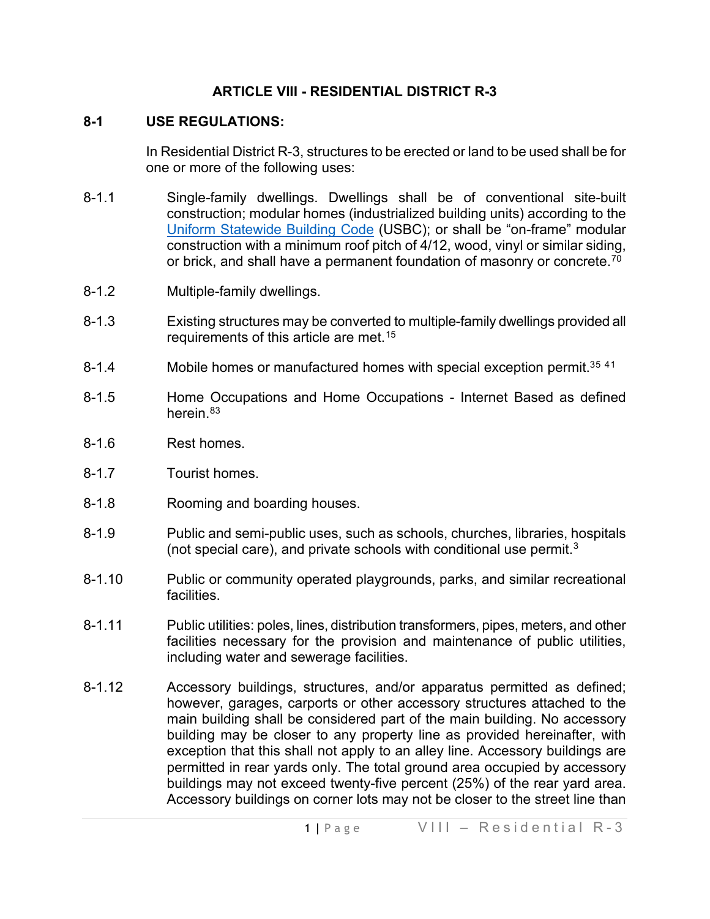# ARTICLE VIII - RESIDENTIAL DISTRICT R-3

## 8-1 USE REGULATIONS:

In Residential District R-3, structures to be erected or land to be used shall be for one or more of the following uses:

8-1.1 Single-family dwellings. Dwellings shall be of conventional site-built construction; modular homes (industrialized building units) according to the Uniform Statewide Building Code (USBC); or shall be "on-frame" modular construction with a minimum roof pitch of 4/12, wood, vinyl or similar siding, or brick, and shall have a permanent foundation of masonry or concrete.[70]

8-1.2 Multiple-family dwellings.

8-1.3 Existing structures may be converted to multiple-family dwellings provided all requirements of this article are met.[15]

8-1.4 Mobile homes or manufactured homes with special exception permit.[35] [41]

8-1.5 Home Occupations and Home Occupations - Internet Based as defined herein.[83]

8-1.6 Rest homes.

8-1.7 Tourist homes.

8-1.8 Rooming and boarding houses.

8-1.9 Public and semi-public uses, such as schools, churches, libraries, hospitals (not special care), and private schools with conditional use permit.[3]

8-1.10 Public or community operated playgrounds, parks, and similar recreational facilities.

8-1.11 Public utilities: poles, lines, distribution transformers, pipes, meters, and other facilities necessary for the provision and maintenance of public utilities, including water and sewerage facilities.

8-1.12 Accessory buildings, structures, and/or apparatus permitted as defined; however, garages, carports or other accessory structures attached to the main building shall be considered part of the main building. No accessory building may be closer to any property line as provided hereinafter, with exception that this shall not apply to an alley line. Accessory buildings are permitted in rear yards only. The total ground area occupied by accessory buildings may not exceed twenty-five percent (25%) of the rear yard area. Accessory buildings on corner lots may not be closer to the street line than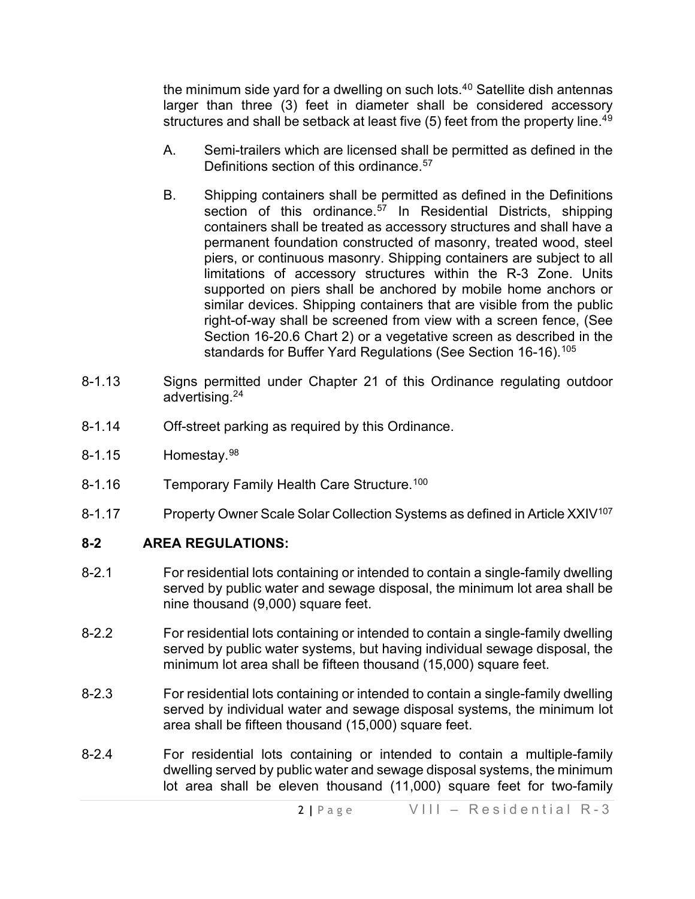the minimum side yard for a dwelling on such lots.[40] Satellite dish antennas larger than three (3) feet in diameter shall be considered accessory structures and shall be setback at least five (5) feet from the property line.[49]

A. Semi-trailers which are licensed shall be permitted as defined in the Definitions section of this ordinance.[57]

B. Shipping containers shall be permitted as defined in the Definitions section of this ordinance.[57] In Residential Districts, shipping containers shall be treated as accessory structures and shall have a permanent foundation constructed of masonry, treated wood, steel piers, or continuous masonry. Shipping containers are subject to all limitations of accessory structures within the R-3 Zone. Units supported on piers shall be anchored by mobile home anchors or similar devices. Shipping containers that are visible from the public right-of-way shall be screened from view with a screen fence, (See Section 16-20.6 Chart 2) or a vegetative screen as described in the standards for Buffer Yard Regulations (See Section 16-16).[105]

8-1.13 Signs permitted under Chapter 21 of this Ordinance regulating outdoor advertising.[24]

8-1.14 Off-street parking as required by this Ordinance.

8-1.15 Homestay.[98]

8-1.16 Temporary Family Health Care Structure.[100]

8-1.17 Property Owner Scale Solar Collection Systems as defined in Article XXIV[107]

## 8-2 AREA REGULATIONS:

8-2.1 For residential lots containing or intended to contain a single-family dwelling served by public water and sewage disposal, the minimum lot area shall be nine thousand (9,000) square feet.

8-2.2 For residential lots containing or intended to contain a single-family dwelling served by public water systems, but having individual sewage disposal, the minimum lot area shall be fifteen thousand (15,000) square feet.

8-2.3 For residential lots containing or intended to contain a single-family dwelling served by individual water and sewage disposal systems, the minimum lot area shall be fifteen thousand (15,000) square feet.

8-2.4 For residential lots containing or intended to contain a multiple-family dwelling served by public water and sewage disposal systems, the minimum lot area shall be eleven thousand (11,000) square feet for two-family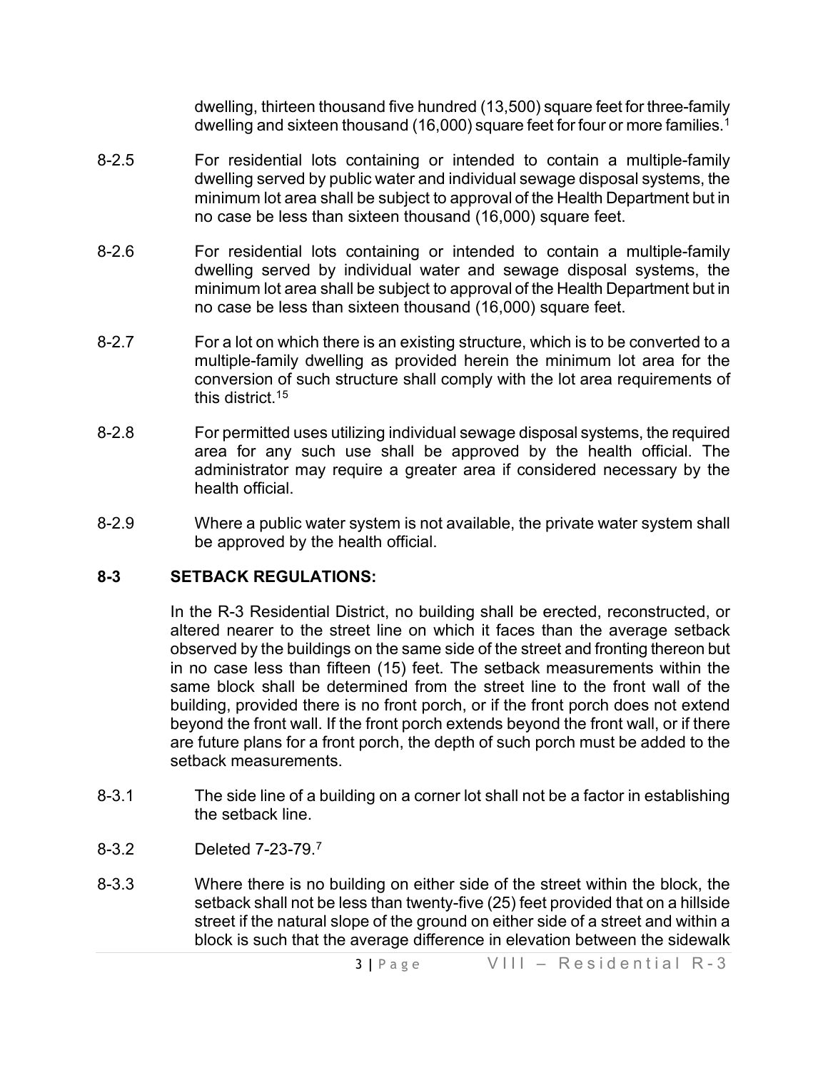dwelling, thirteen thousand five hundred (13,500) square feet for three-family dwelling and sixteen thousand (16,000) square feet for four or more families.[1]

8-2.5 For residential lots containing or intended to contain a multiple-family dwelling served by public water and individual sewage disposal systems, the minimum lot area shall be subject to approval of the Health Department but in no case be less than sixteen thousand (16,000) square feet.

8-2.6 For residential lots containing or intended to contain a multiple-family dwelling served by individual water and sewage disposal systems, the minimum lot area shall be subject to approval of the Health Department but in no case be less than sixteen thousand (16,000) square feet.

8-2.7 For a lot on which there is an existing structure, which is to be converted to a multiple-family dwelling as provided herein the minimum lot area for the conversion of such structure shall comply with the lot area requirements of this district.[15]

8-2.8 For permitted uses utilizing individual sewage disposal systems, the required area for any such use shall be approved by the health official. The administrator may require a greater area if considered necessary by the health official.

8-2.9 Where a public water system is not available, the private water system shall be approved by the health official.

## 8-3 SETBACK REGULATIONS:

In the R-3 Residential District, no building shall be erected, reconstructed, or altered nearer to the street line on which it faces than the average setback observed by the buildings on the same side of the street and fronting thereon but in no case less than fifteen (15) feet. The setback measurements within the same block shall be determined from the street line to the front wall of the building, provided there is no front porch, or if the front porch does not extend beyond the front wall. If the front porch extends beyond the front wall, or if there are future plans for a front porch, the depth of such porch must be added to the setback measurements.

8-3.1 The side line of a building on a corner lot shall not be a factor in establishing the setback line.

8-3.2 Deleted 7-23-79.[7]

8-3.3 Where there is no building on either side of the street within the block, the setback shall not be less than twenty-five (25) feet provided that on a hillside street if the natural slope of the ground on either side of a street and within a block is such that the average difference in elevation between the sidewalk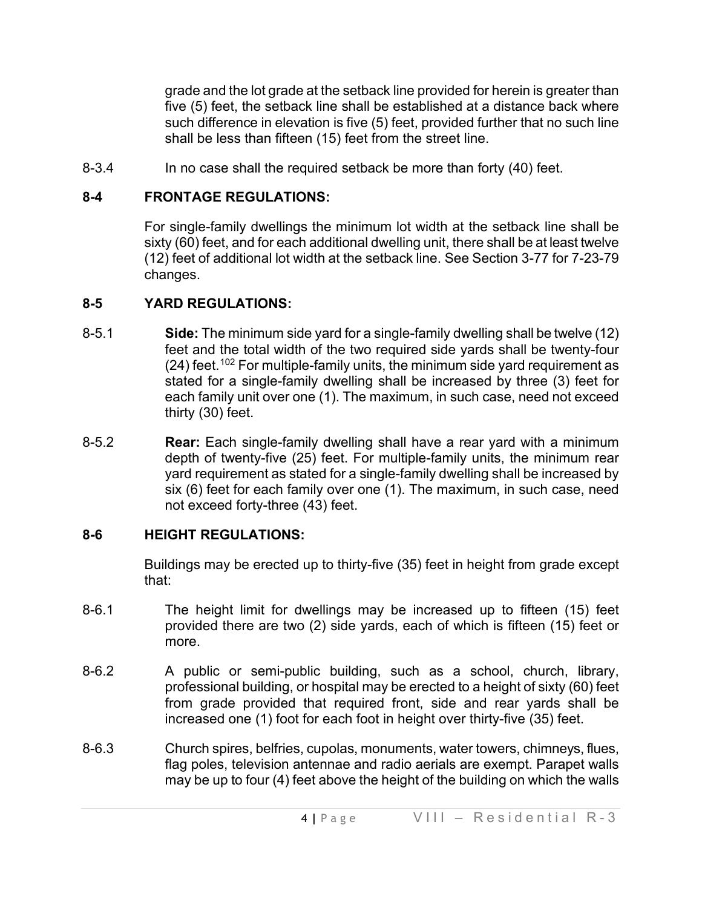grade and the lot grade at the setback line provided for herein is greater than five (5) feet, the setback line shall be established at a distance back where such difference in elevation is five (5) feet, provided further that no such line shall be less than fifteen (15) feet from the street line.

8-3.4 In no case shall the required setback be more than forty (40) feet.

## 8-4 FRONTAGE REGULATIONS:

For single-family dwellings the minimum lot width at the setback line shall be sixty (60) feet, and for each additional dwelling unit, there shall be at least twelve (12) feet of additional lot width at the setback line. See Section 3-77 for 7-23-79 changes.

## 8-5 YARD REGULATIONS:

8-5.1 **Side:** The minimum side yard for a single-family dwelling shall be twelve (12) feet and the total width of the two required side yards shall be twenty-four (24) feet.[102] For multiple-family units, the minimum side yard requirement as stated for a single-family dwelling shall be increased by three (3) feet for each family unit over one (1). The maximum, in such case, need not exceed thirty (30) feet.

8-5.2 **Rear:** Each single-family dwelling shall have a rear yard with a minimum depth of twenty-five (25) feet. For multiple-family units, the minimum rear yard requirement as stated for a single-family dwelling shall be increased by six (6) feet for each family over one (1). The maximum, in such case, need not exceed forty-three (43) feet.

## 8-6 HEIGHT REGULATIONS:

Buildings may be erected up to thirty-five (35) feet in height from grade except that:

8-6.1 The height limit for dwellings may be increased up to fifteen (15) feet provided there are two (2) side yards, each of which is fifteen (15) feet or more.

8-6.2 A public or semi-public building, such as a school, church, library, professional building, or hospital may be erected to a height of sixty (60) feet from grade provided that required front, side and rear yards shall be increased one (1) foot for each foot in height over thirty-five (35) feet.

8-6.3 Church spires, belfries, cupolas, monuments, water towers, chimneys, flues, flag poles, television antennae and radio aerials are exempt. Parapet walls may be up to four (4) feet above the height of the building on which the walls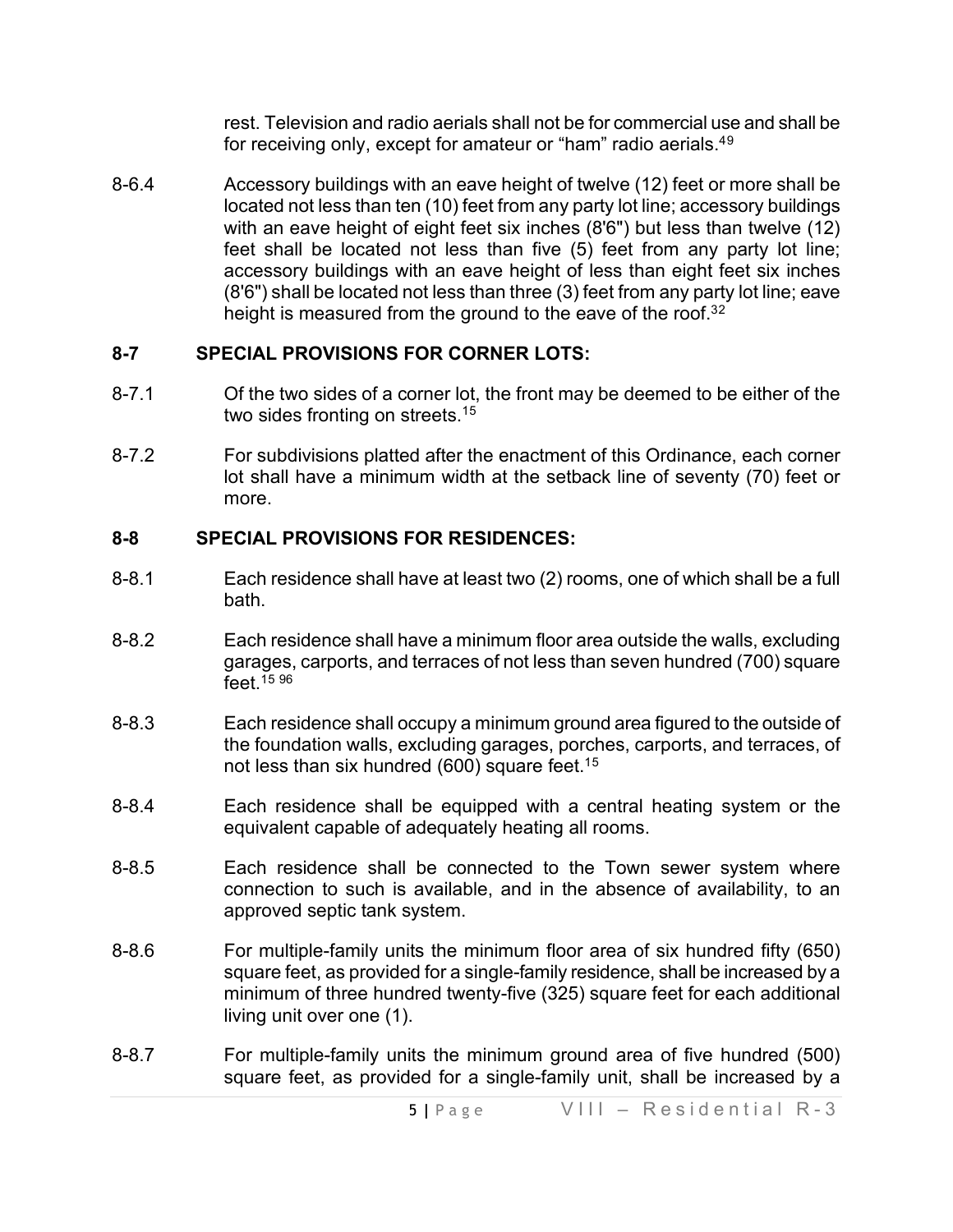rest. Television and radio aerials shall not be for commercial use and shall be for receiving only, except for amateur or "ham" radio aerials.[49]

8-6.4 Accessory buildings with an eave height of twelve (12) feet or more shall be located not less than ten (10) feet from any party lot line; accessory buildings with an eave height of eight feet six inches (8'6") but less than twelve (12) feet shall be located not less than five (5) feet from any party lot line; accessory buildings with an eave height of less than eight feet six inches (8'6") shall be located not less than three (3) feet from any party lot line; eave height is measured from the ground to the eave of the roof.[32]

## 8-7 SPECIAL PROVISIONS FOR CORNER LOTS:

8-7.1 Of the two sides of a corner lot, the front may be deemed to be either of the two sides fronting on streets.[15]

8-7.2 For subdivisions platted after the enactment of this Ordinance, each corner lot shall have a minimum width at the setback line of seventy (70) feet or more.

## 8-8 SPECIAL PROVISIONS FOR RESIDENCES:

8-8.1 Each residence shall have at least two (2) rooms, one of which shall be a full bath.

8-8.2 Each residence shall have a minimum floor area outside the walls, excluding garages, carports, and terraces of not less than seven hundred (700) square feet.[15, 96]

8-8.3 Each residence shall occupy a minimum ground area figured to the outside of the foundation walls, excluding garages, porches, carports, and terraces, of not less than six hundred (600) square feet.[15]

8-8.4 Each residence shall be equipped with a central heating system or the equivalent capable of adequately heating all rooms.

8-8.5 Each residence shall be connected to the Town sewer system where connection to such is available, and in the absence of availability, to an approved septic tank system.

8-8.6 For multiple-family units the minimum floor area of six hundred fifty (650) square feet, as provided for a single-family residence, shall be increased by a minimum of three hundred twenty-five (325) square feet for each additional living unit over one (1).

8-8.7 For multiple-family units the minimum ground area of five hundred (500) square feet, as provided for a single-family unit, shall be increased by a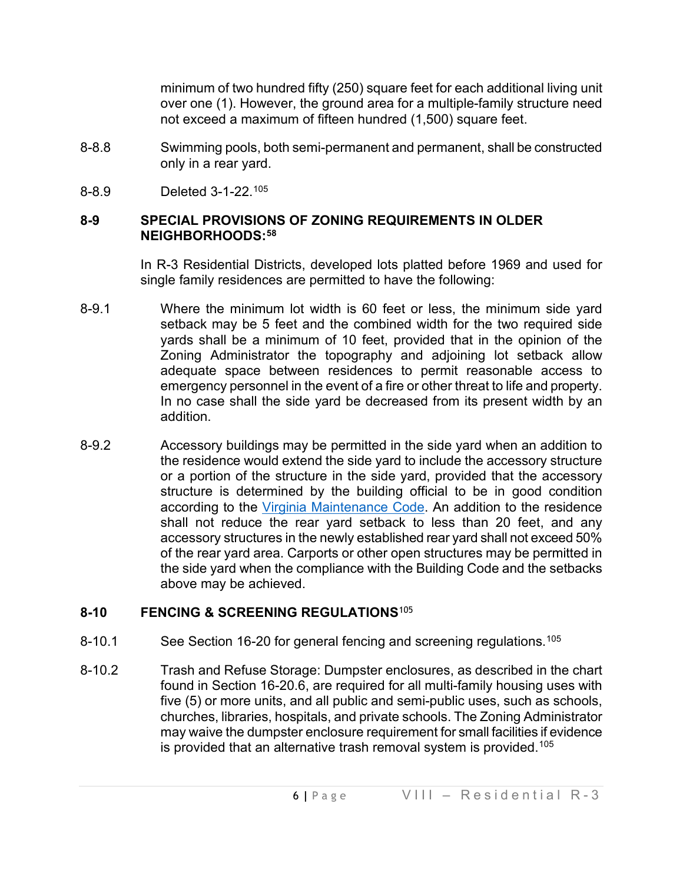minimum of two hundred fifty (250) square feet for each additional living unit over one (1). However, the ground area for a multiple-family structure need not exceed a maximum of fifteen hundred (1,500) square feet.

8-8.8 Swimming pools, both semi-permanent and permanent, shall be constructed only in a rear yard.

8-8.9 Deleted 3-1-22.[105]

## 8-9 SPECIAL PROVISIONS OF ZONING REQUIREMENTS IN OLDER NEIGHBORHOODS:[58]

In R-3 Residential Districts, developed lots platted before 1969 and used for single family residences are permitted to have the following:

8-9.1 Where the minimum lot width is 60 feet or less, the minimum side yard setback may be 5 feet and the combined width for the two required side yards shall be a minimum of 10 feet, provided that in the opinion of the Zoning Administrator the topography and adjoining lot setback allow adequate space between residences to permit reasonable access to emergency personnel in the event of a fire or other threat to life and property. In no case shall the side yard be decreased from its present width by an addition.

8-9.2 Accessory buildings may be permitted in the side yard when an addition to the residence would extend the side yard to include the accessory structure or a portion of the structure in the side yard, provided that the accessory structure is determined by the building official to be in good condition according to the Virginia Maintenance Code. An addition to the residence shall not reduce the rear yard setback to less than 20 feet, and any accessory structures in the newly established rear yard shall not exceed 50% of the rear yard area. Carports or other open structures may be permitted in the side yard when the compliance with the Building Code and the setbacks above may be achieved.

## 8-10 FENCING & SCREENING REGULATIONS[105]

8-10.1 See Section 16-20 for general fencing and screening regulations.[105]

8-10.2 Trash and Refuse Storage: Dumpster enclosures, as described in the chart found in Section 16-20.6, are required for all multi-family housing uses with five (5) or more units, and all public and semi-public uses, such as schools, churches, libraries, hospitals, and private schools. The Zoning Administrator may waive the dumpster enclosure requirement for small facilities if evidence is provided that an alternative trash removal system is provided.[105]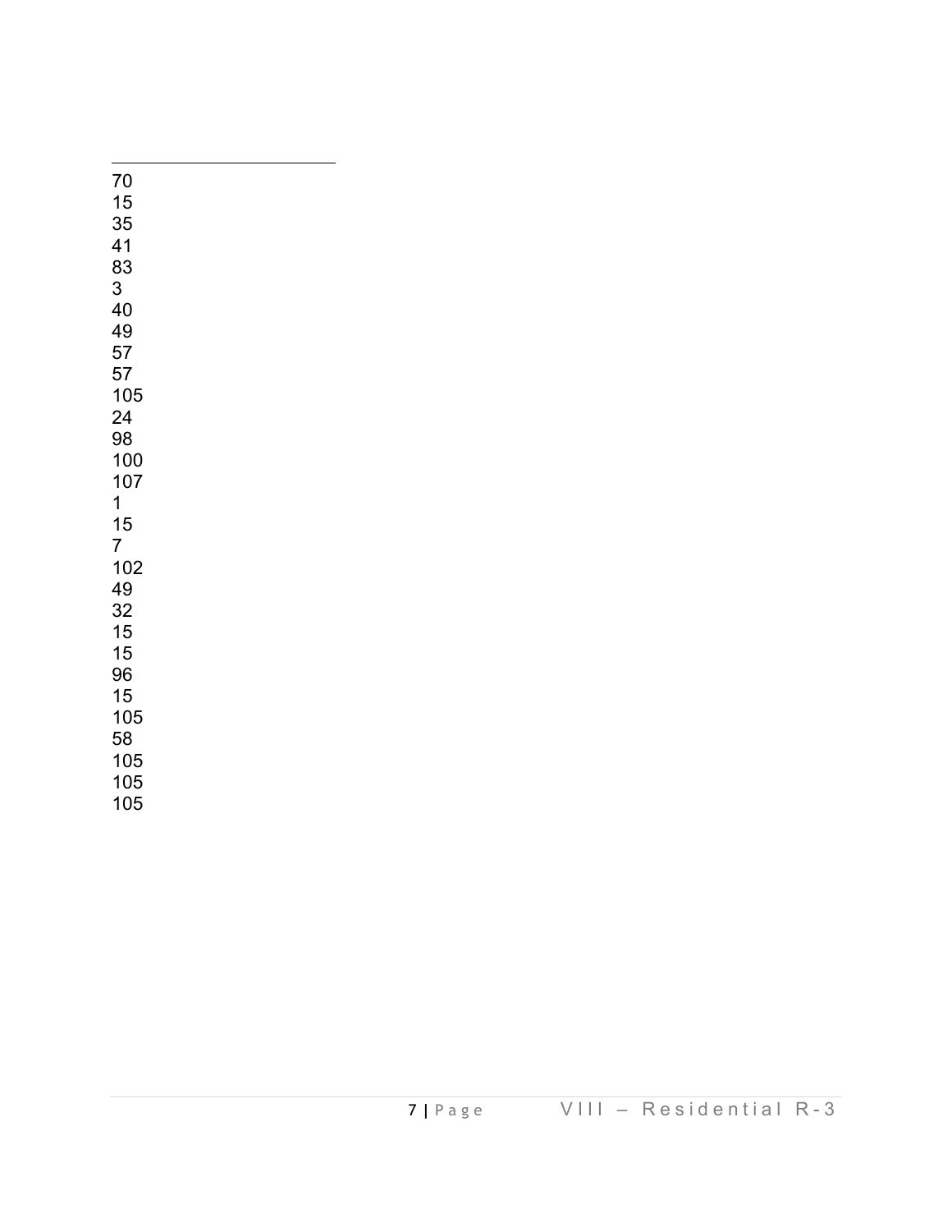70
15
35
41
83
3
40
49
57
57
105
24
98
100
107
1
15
7
102
49
32
15
15
96
15
105
58
105
105
105